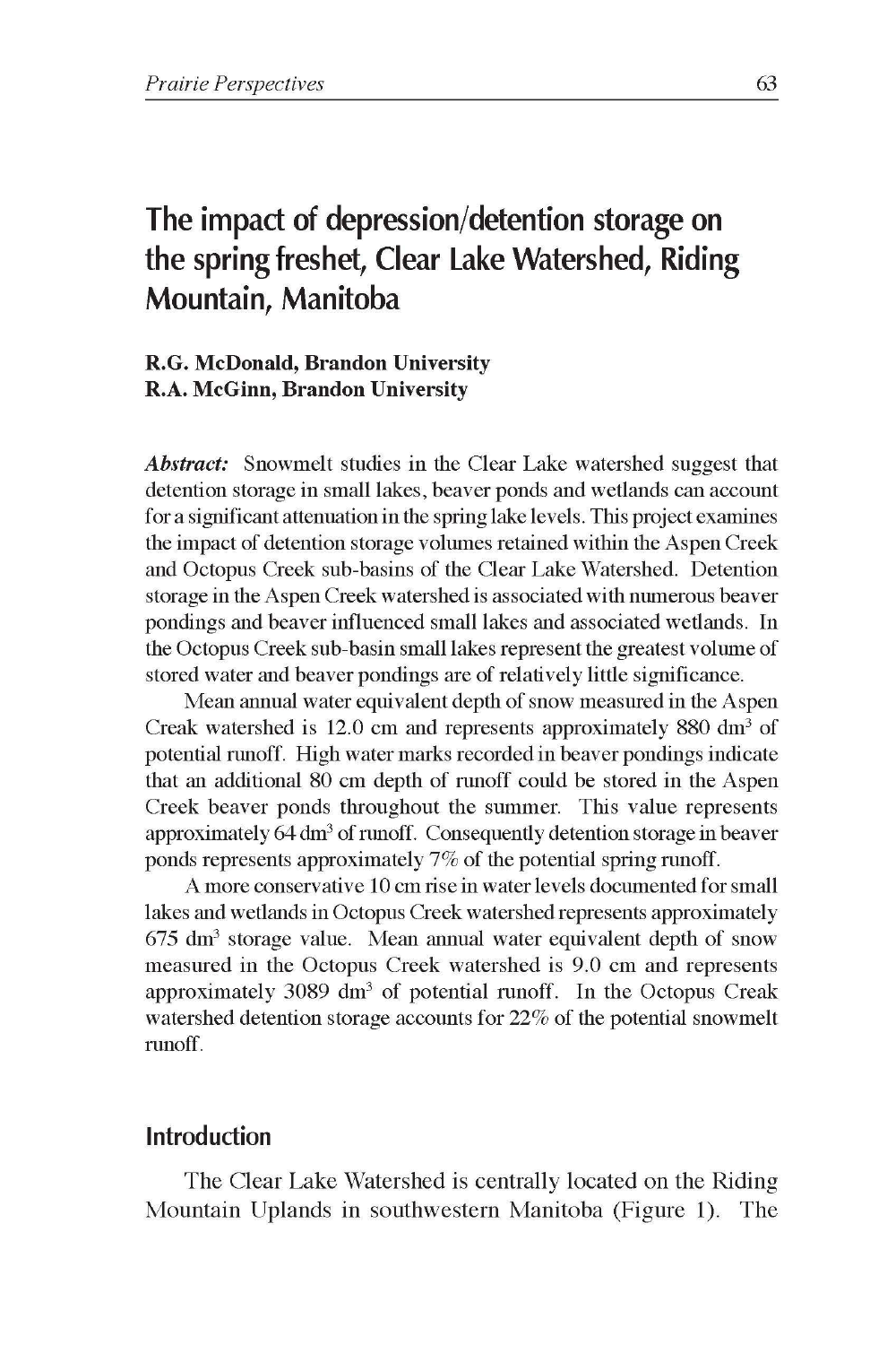# The impact of depression/detention storage on the spring freshet, Clear Lake Watershed, Riding Mountain, Manitoba

**R.G. McDonald, Brandon University**
**R.A. McGinn, Brandon University**

***Abstract:*** Snowmelt studies in the Clear Lake watershed suggest that detention storage in small lakes, beaver ponds and wetlands can account for a significant attenuation in the spring lake levels. This project examines the impact of detention storage volumes retained within the Aspen Creek and Octopus Creek sub-basins of the Clear Lake Watershed. Detention storage in the Aspen Creek watershed is associated with numerous beaver pondings and beaver influenced small lakes and associated wetlands. In the Octopus Creek sub-basin small lakes represent the greatest volume of stored water and beaver pondings are of relatively little significance.

Mean annual water equivalent depth of snow measured in the Aspen Creek watershed is 12.0 cm and represents approximately 880 $dm^3$ of potential runoff. High water marks recorded in beaver pondings indicate that an additional 80 cm depth of runoff could be stored in the Aspen Creek beaver ponds throughout the summer. This value represents approximately 64 $dm^3$ of runoff. Consequently detention storage in beaver ponds represents approximately 7% of the potential spring runoff.

A more conservative 10 cm rise in water levels documented for small lakes and wetlands in Octopus Creek watershed represents approximately 675 $dm^3$ storage value. Mean annual water equivalent depth of snow measured in the Octopus Creek watershed is 9.0 cm and represents approximately 3089 $dm^3$ of potential runoff. In the Octopus Creak watershed detention storage accounts for 22% of the potential snowmelt runoff.

## Introduction

The Clear Lake Watershed is centrally located on the Riding Mountain Uplands in southwestern Manitoba (Figure 1). The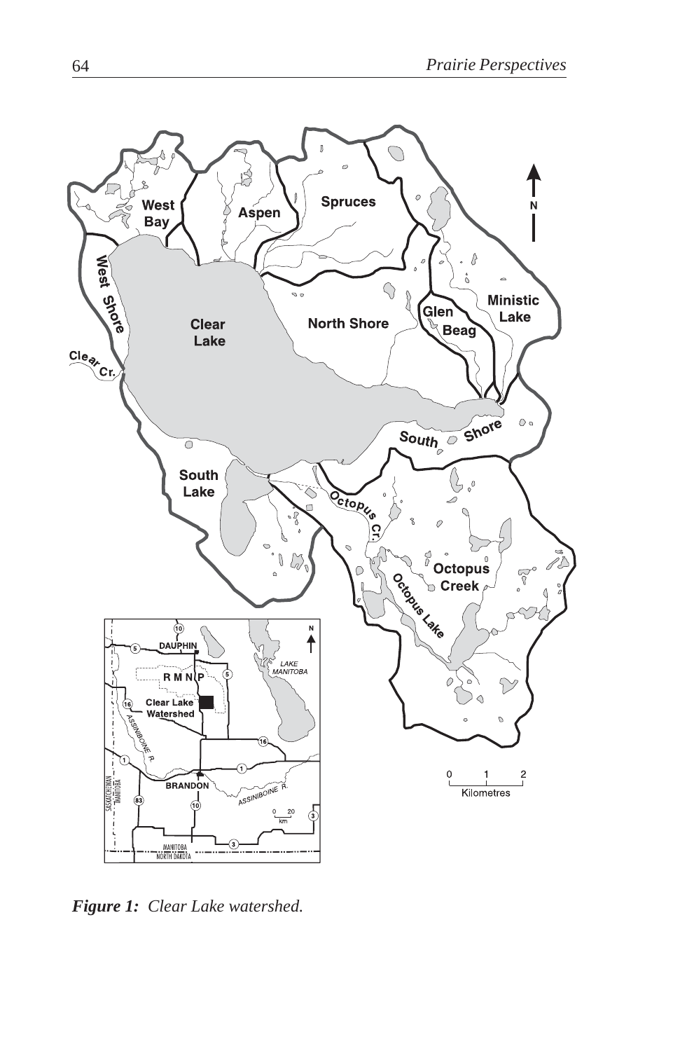*Figure 1: Clear Lake watershed.*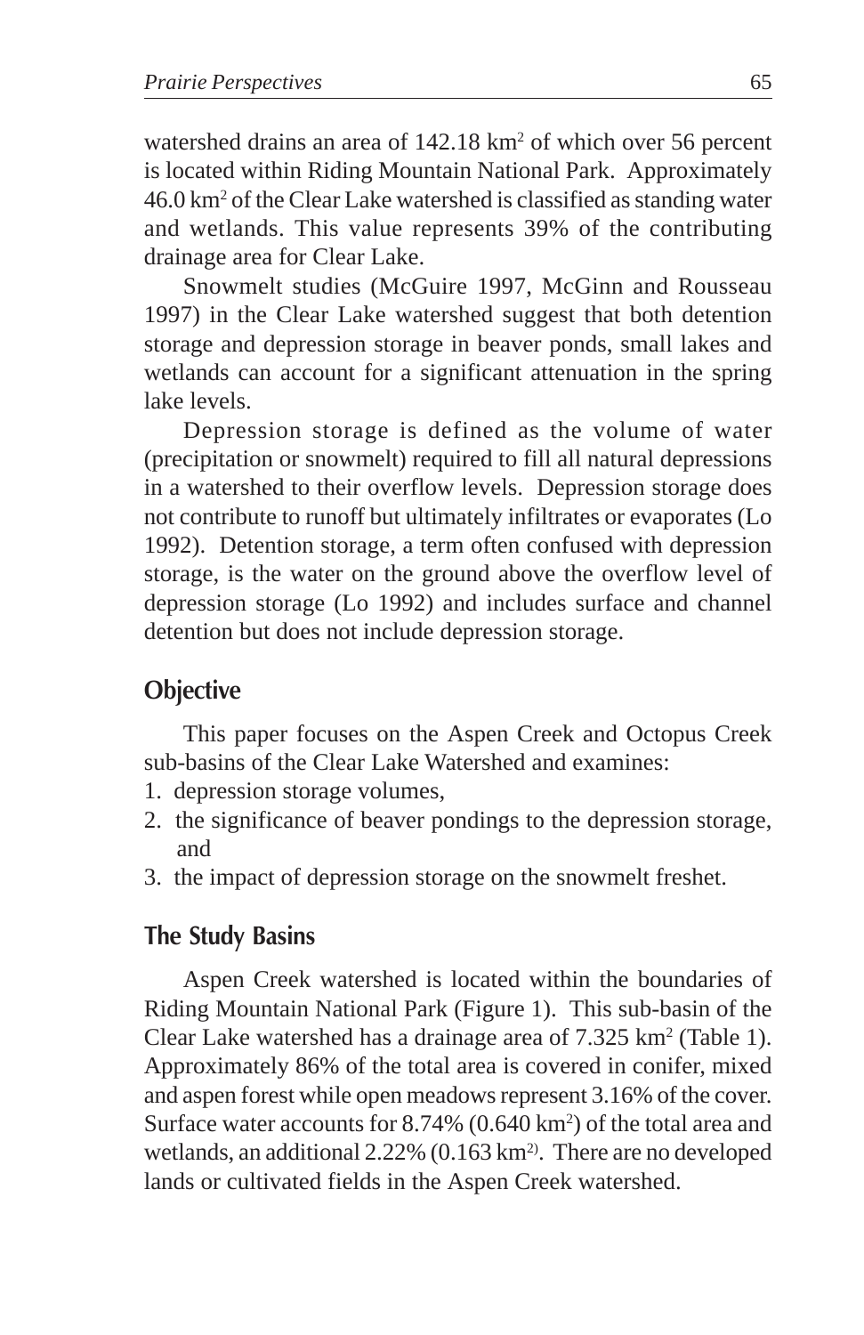watershed drains an area of 142.18 $km^2$ of which over 56 percent is located within Riding Mountain National Park. Approximately 46.0 $km^2$ of the Clear Lake watershed is classified as standing water and wetlands. This value represents 39% of the contributing drainage area for Clear Lake.

Snowmelt studies (McGuire 1997, McGinn and Rousseau 1997) in the Clear Lake watershed suggest that both detention storage and depression storage in beaver ponds, small lakes and wetlands can account for a significant attenuation in the spring lake levels.

Depression storage is defined as the volume of water (precipitation or snowmelt) required to fill all natural depressions in a watershed to their overflow levels. Depression storage does not contribute to runoff but ultimately infiltrates or evaporates (Lo 1992). Detention storage, a term often confused with depression storage, is the water on the ground above the overflow level of depression storage (Lo 1992) and includes surface and channel detention but does not include depression storage.

## Objective

This paper focuses on the Aspen Creek and Octopus Creek sub-basins of the Clear Lake Watershed and examines:

1. depression storage volumes,
2. the significance of beaver pondings to the depression storage, and
3. the impact of depression storage on the snowmelt freshet.

## The Study Basins

Aspen Creek watershed is located within the boundaries of Riding Mountain National Park (Figure 1). This sub-basin of the Clear Lake watershed has a drainage area of 7.325 $km^2$ (Table 1). Approximately 86% of the total area is covered in conifer, mixed and aspen forest while open meadows represent 3.16% of the cover. Surface water accounts for 8.74% (0.640 $km^2$) of the total area and wetlands, an additional 2.22% (0.163 $km^2$). There are no developed lands or cultivated fields in the Aspen Creek watershed.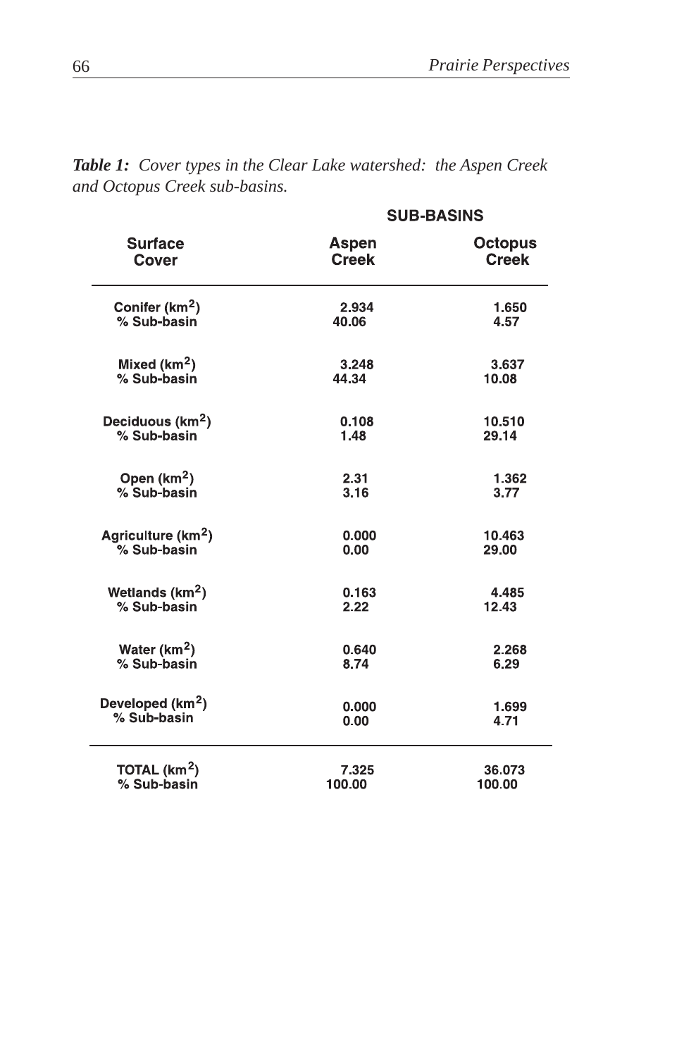***Table 1:*** *Cover types in the Clear Lake watershed: the Aspen Creek and Octopus Creek sub-basins.*

| Surface Cover | SUB-BASINS | |
|---|---|---|
| | Aspen Creek | Octopus Creek |
| Conifer ($km^2$) | 2.934 | 1.650 |
| % Sub-basin | 40.06 | 4.57 |
| Mixed ($km^2$) | 3.248 | 3.637 |
| % Sub-basin | 44.34 | 10.08 |
| Deciduous ($km^2$) | 0.108 | 10.510 |
| % Sub-basin | 1.48 | 29.14 |
| Open ($km^2$) | 2.31 | 1.362 |
| % Sub-basin | 3.16 | 3.77 |
| Agriculture ($km^2$) | 0.000 | 10.463 |
| % Sub-basin | 0.00 | 29.00 |
| Wetlands ($km^2$) | 0.163 | 4.485 |
| % Sub-basin | 2.22 | 12.43 |
| Water ($km^2$) | 0.640 | 2.268 |
| % Sub-basin | 8.74 | 6.29 |
| Developed ($km^2$) | 0.000 | 1.699 |
| % Sub-basin | 0.00 | 4.71 |
| TOTAL ($km^2$) | 7.325 | 36.073 |
| % Sub-basin | 100.00 | 100.00 |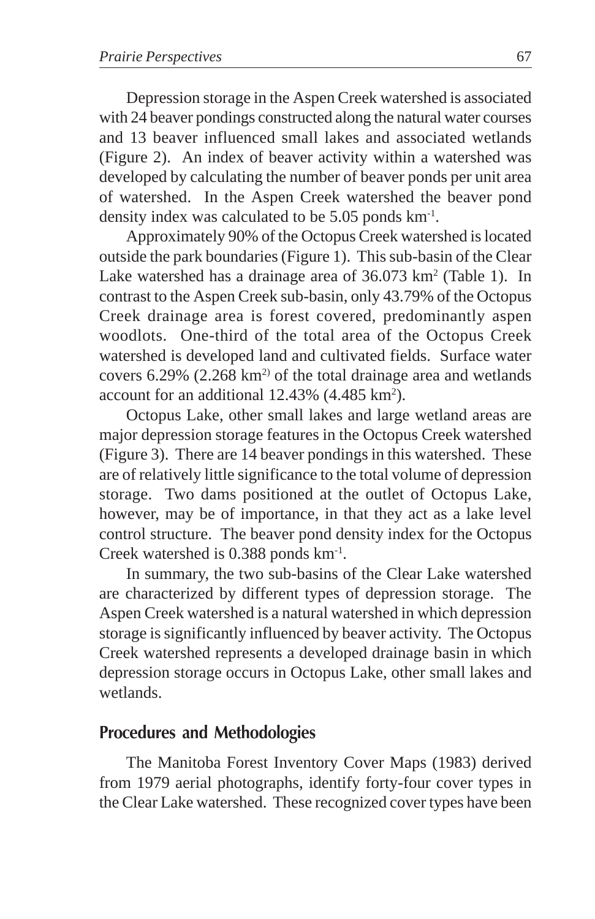Depression storage in the Aspen Creek watershed is associated with 24 beaver pondings constructed along the natural water courses and 13 beaver influenced small lakes and associated wetlands (Figure 2). An index of beaver activity within a watershed was developed by calculating the number of beaver ponds per unit area of watershed. In the Aspen Creek watershed the beaver pond density index was calculated to be 5.05 ponds $km^{-1}$.

Approximately 90% of the Octopus Creek watershed is located outside the park boundaries (Figure 1). This sub-basin of the Clear Lake watershed has a drainage area of 36.073 $km^2$ (Table 1). In contrast to the Aspen Creek sub-basin, only 43.79% of the Octopus Creek drainage area is forest covered, predominantly aspen woodlots. One-third of the total area of the Octopus Creek watershed is developed land and cultivated fields. Surface water covers 6.29% (2.268 $km^{2)}$ of the total drainage area and wetlands account for an additional 12.43% (4.485 $km^2$).

Octopus Lake, other small lakes and large wetland areas are major depression storage features in the Octopus Creek watershed (Figure 3). There are 14 beaver pondings in this watershed. These are of relatively little significance to the total volume of depression storage. Two dams positioned at the outlet of Octopus Lake, however, may be of importance, in that they act as a lake level control structure. The beaver pond density index for the Octopus Creek watershed is 0.388 ponds $km^{-1}$.

In summary, the two sub-basins of the Clear Lake watershed are characterized by different types of depression storage. The Aspen Creek watershed is a natural watershed in which depression storage is significantly influenced by beaver activity. The Octopus Creek watershed represents a developed drainage basin in which depression storage occurs in Octopus Lake, other small lakes and wetlands.

## Procedures and Methodologies

The Manitoba Forest Inventory Cover Maps (1983) derived from 1979 aerial photographs, identify forty-four cover types in the Clear Lake watershed. These recognized cover types have been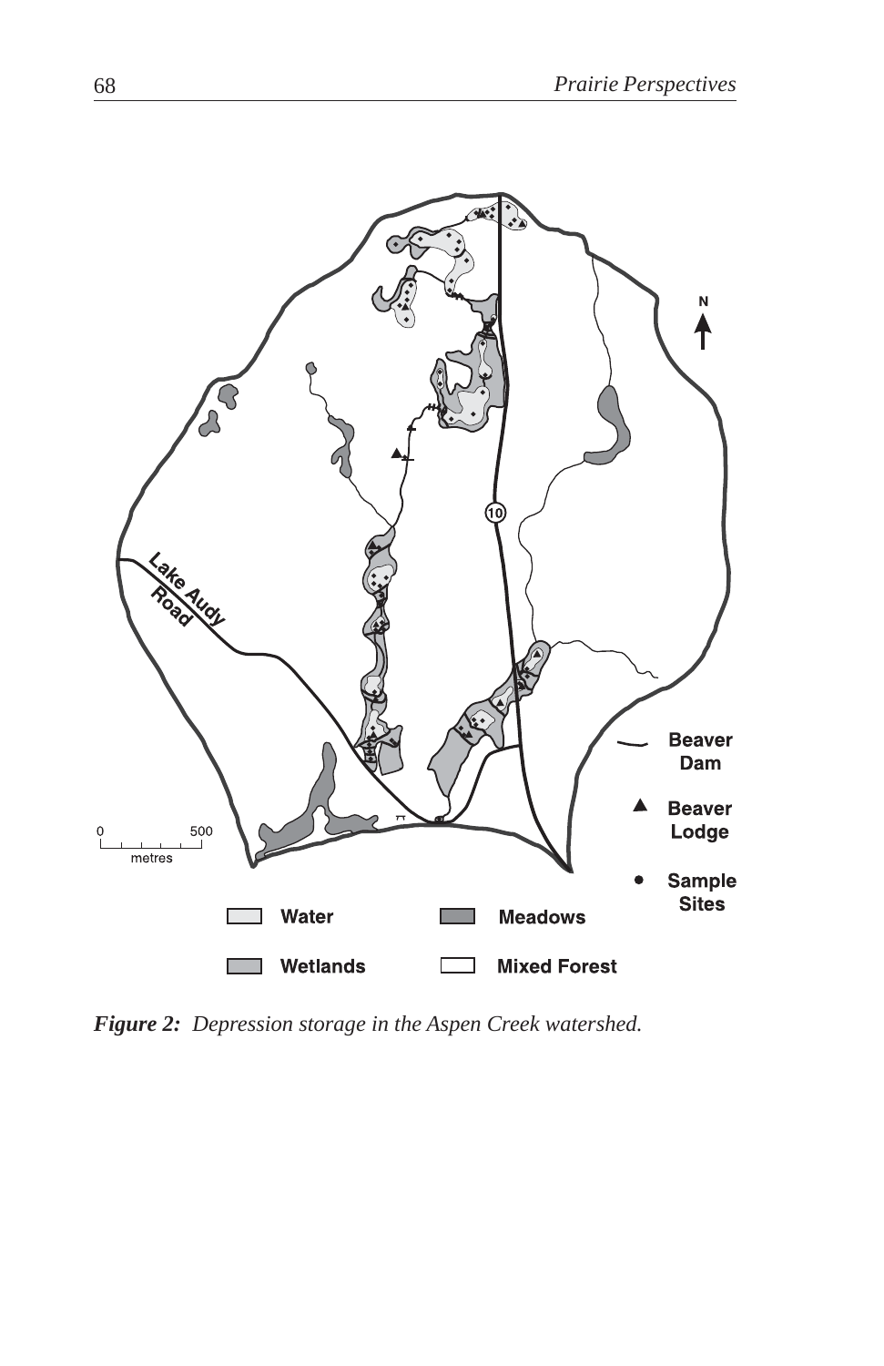*Figure 2: Depression storage in the Aspen Creek watershed.*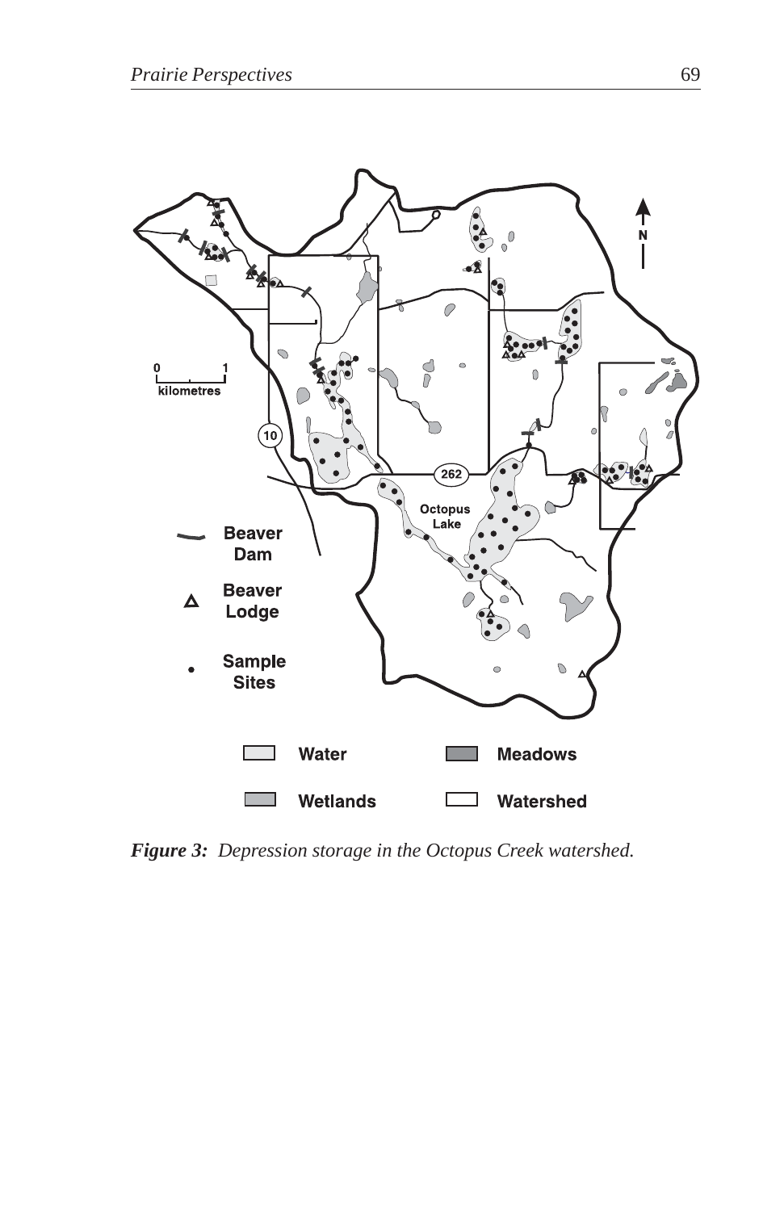*Figure 3: Depression storage in the Octopus Creek watershed.*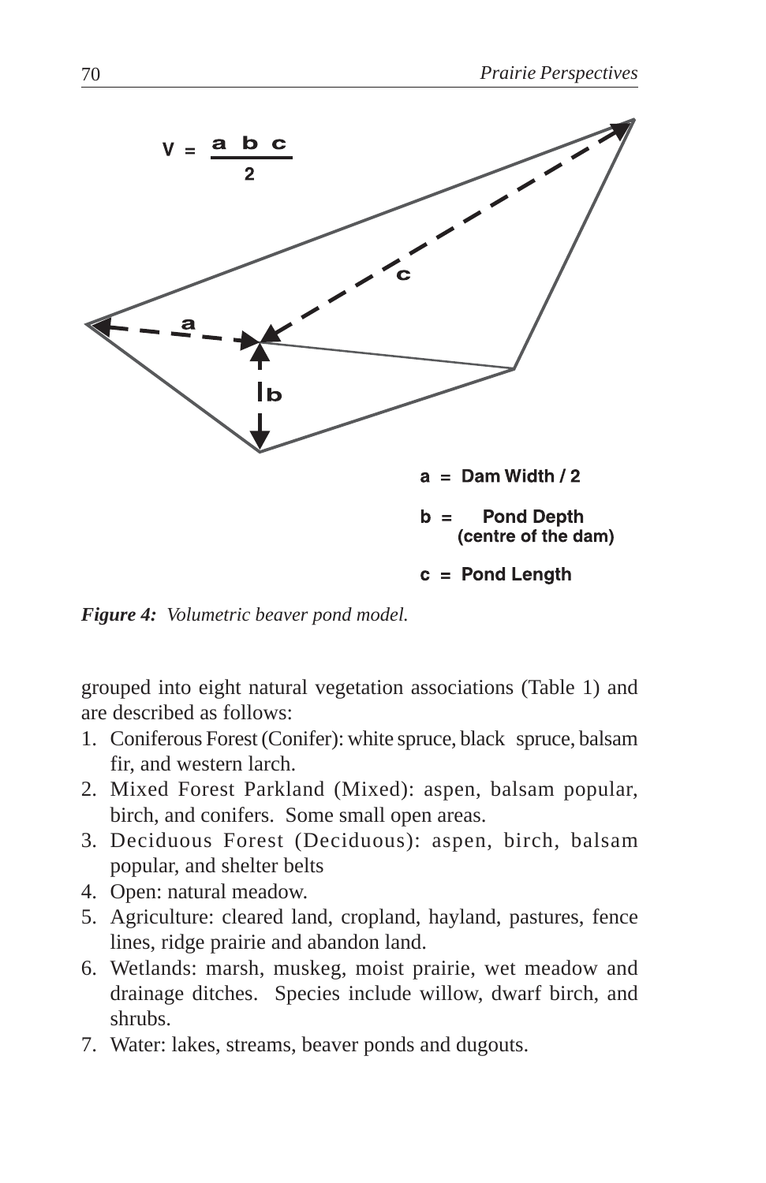$$V = \frac{a\ b\ c}{2}$$

a = Dam Width / 2

b = Pond Depth (centre of the dam)

c = Pond Length

***Figure 4:*** *Volumetric beaver pond model.*

grouped into eight natural vegetation associations (Table 1) and are described as follows:

1. Coniferous Forest (Conifer): white spruce, black spruce, balsam fir, and western larch.
2. Mixed Forest Parkland (Mixed): aspen, balsam popular, birch, and conifers. Some small open areas.
3. Deciduous Forest (Deciduous): aspen, birch, balsam popular, and shelter belts
4. Open: natural meadow.
5. Agriculture: cleared land, cropland, hayland, pastures, fence lines, ridge prairie and abandon land.
6. Wetlands: marsh, muskeg, moist prairie, wet meadow and drainage ditches. Species include willow, dwarf birch, and shrubs.
7. Water: lakes, streams, beaver ponds and dugouts.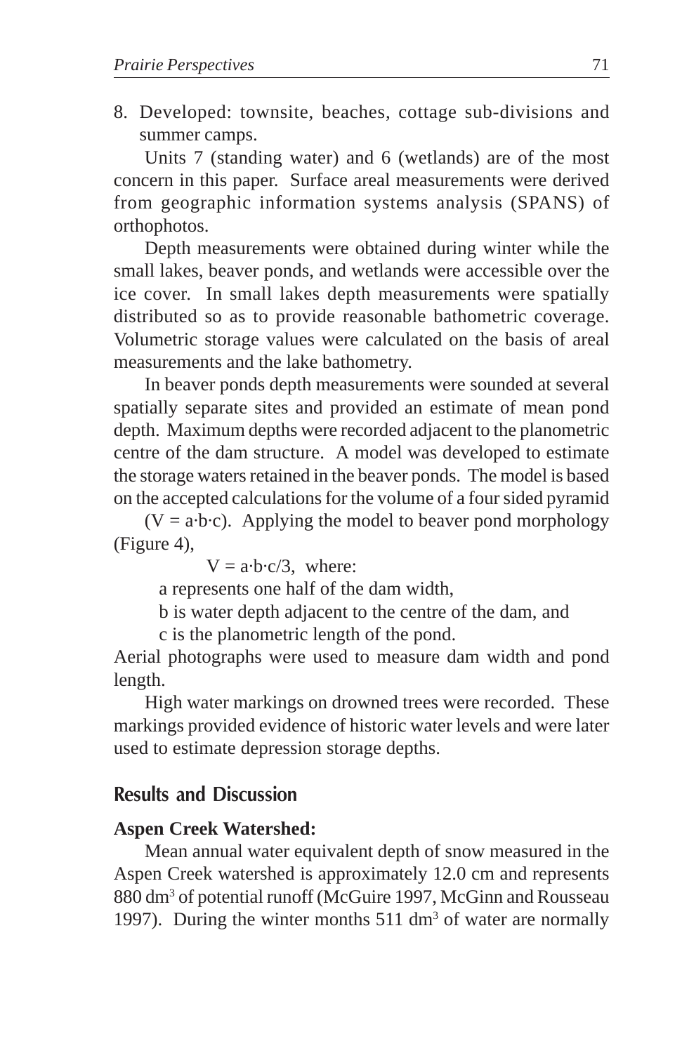8. Developed: townsite, beaches, cottage sub-divisions and summer camps.

Units 7 (standing water) and 6 (wetlands) are of the most concern in this paper. Surface areal measurements were derived from geographic information systems analysis (SPANS) of orthophotos.

Depth measurements were obtained during winter while the small lakes, beaver ponds, and wetlands were accessible over the ice cover. In small lakes depth measurements were spatially distributed so as to provide reasonable bathometric coverage. Volumetric storage values were calculated on the basis of areal measurements and the lake bathometry.

In beaver ponds depth measurements were sounded at several spatially separate sites and provided an estimate of mean pond depth. Maximum depths were recorded adjacent to the planometric centre of the dam structure. A model was developed to estimate the storage waters retained in the beaver ponds. The model is based on the accepted calculations for the volume of a four sided pyramid ($V = a \cdot b \cdot c$). Applying the model to beaver pond morphology (Figure 4),

$V = a \cdot b \cdot c/3$, where:

a represents one half of the dam width,

b is water depth adjacent to the centre of the dam, and

c is the planometric length of the pond.

Aerial photographs were used to measure dam width and pond length.

High water markings on drowned trees were recorded. These markings provided evidence of historic water levels and were later used to estimate depression storage depths.

## Results and Discussion

**Aspen Creek Watershed:**

Mean annual water equivalent depth of snow measured in the Aspen Creek watershed is approximately 12.0 cm and represents 880 $dm^3$ of potential runoff (McGuire 1997, McGinn and Rousseau 1997). During the winter months 511 $dm^3$ of water are normally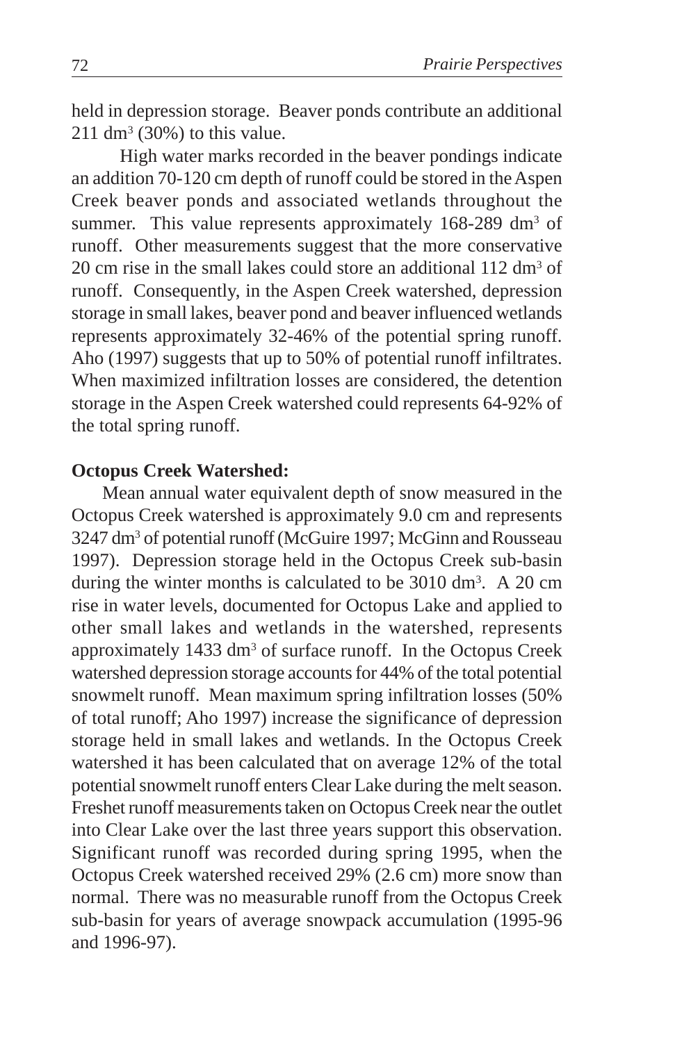held in depression storage. Beaver ponds contribute an additional 211 $dm^3$ (30%) to this value.

High water marks recorded in the beaver pondings indicate an addition 70-120 cm depth of runoff could be stored in the Aspen Creek beaver ponds and associated wetlands throughout the summer. This value represents approximately 168-289 $dm^3$ of runoff. Other measurements suggest that the more conservative 20 cm rise in the small lakes could store an additional 112 $dm^3$ of runoff. Consequently, in the Aspen Creek watershed, depression storage in small lakes, beaver pond and beaver influenced wetlands represents approximately 32-46% of the potential spring runoff. Aho (1997) suggests that up to 50% of potential runoff infiltrates. When maximized infiltration losses are considered, the detention storage in the Aspen Creek watershed could represents 64-92% of the total spring runoff.

**Octopus Creek Watershed:**

Mean annual water equivalent depth of snow measured in the Octopus Creek watershed is approximately 9.0 cm and represents 3247 $dm^3$ of potential runoff (McGuire 1997; McGinn and Rousseau 1997). Depression storage held in the Octopus Creek sub-basin during the winter months is calculated to be 3010 $dm^3$. A 20 cm rise in water levels, documented for Octopus Lake and applied to other small lakes and wetlands in the watershed, represents approximately 1433 $dm^3$ of surface runoff. In the Octopus Creek watershed depression storage accounts for 44% of the total potential snowmelt runoff. Mean maximum spring infiltration losses (50% of total runoff; Aho 1997) increase the significance of depression storage held in small lakes and wetlands. In the Octopus Creek watershed it has been calculated that on average 12% of the total potential snowmelt runoff enters Clear Lake during the melt season. Freshet runoff measurements taken on Octopus Creek near the outlet into Clear Lake over the last three years support this observation. Significant runoff was recorded during spring 1995, when the Octopus Creek watershed received 29% (2.6 cm) more snow than normal. There was no measurable runoff from the Octopus Creek sub-basin for years of average snowpack accumulation (1995-96 and 1996-97).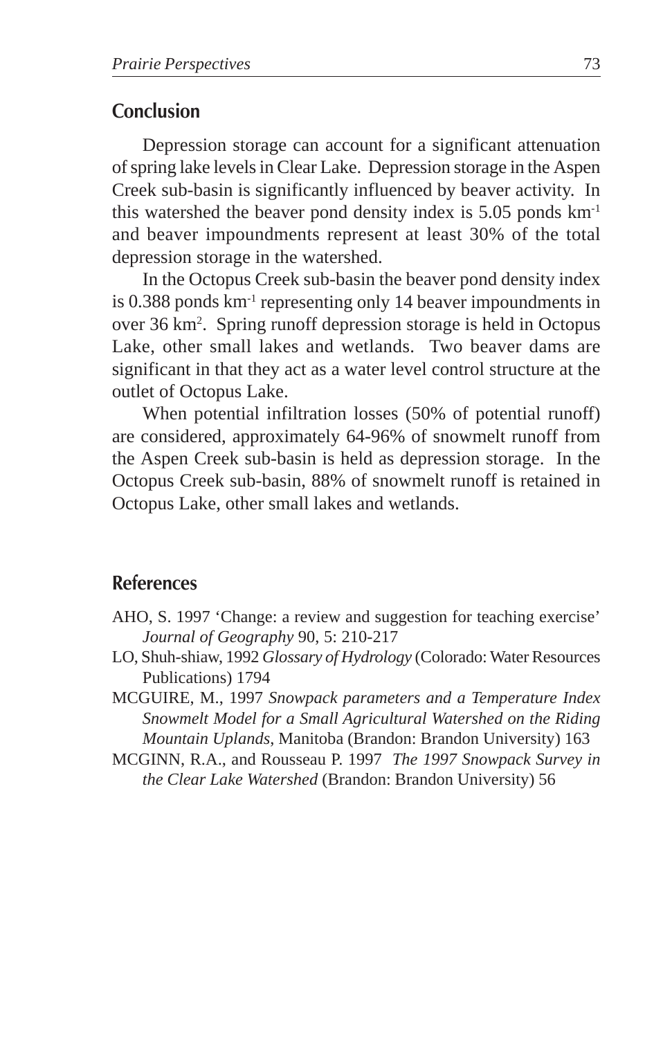## Conclusion

Depression storage can account for a significant attenuation of spring lake levels in Clear Lake. Depression storage in the Aspen Creek sub-basin is significantly influenced by beaver activity. In this watershed the beaver pond density index is 5.05 ponds $km^{-1}$ and beaver impoundments represent at least 30% of the total depression storage in the watershed.

In the Octopus Creek sub-basin the beaver pond density index is 0.388 ponds $km^{-1}$ representing only 14 beaver impoundments in over 36 $km^2$. Spring runoff depression storage is held in Octopus Lake, other small lakes and wetlands. Two beaver dams are significant in that they act as a water level control structure at the outlet of Octopus Lake.

When potential infiltration losses (50% of potential runoff) are considered, approximately 64-96% of snowmelt runoff from the Aspen Creek sub-basin is held as depression storage. In the Octopus Creek sub-basin, 88% of snowmelt runoff is retained in Octopus Lake, other small lakes and wetlands.

## References

AHO, S. 1997 'Change: a review and suggestion for teaching exercise' *Journal of Geography* 90, 5: 210-217

LO, Shuh-shiaw, 1992 *Glossary of Hydrology* (Colorado: Water Resources Publications) 1794

MCGUIRE, M., 1997 *Snowpack parameters and a Temperature Index Snowmelt Model for a Small Agricultural Watershed on the Riding Mountain Uplands*, Manitoba (Brandon: Brandon University) 163

MCGINN, R.A., and Rousseau P. 1997 *The 1997 Snowpack Survey in the Clear Lake Watershed* (Brandon: Brandon University) 56